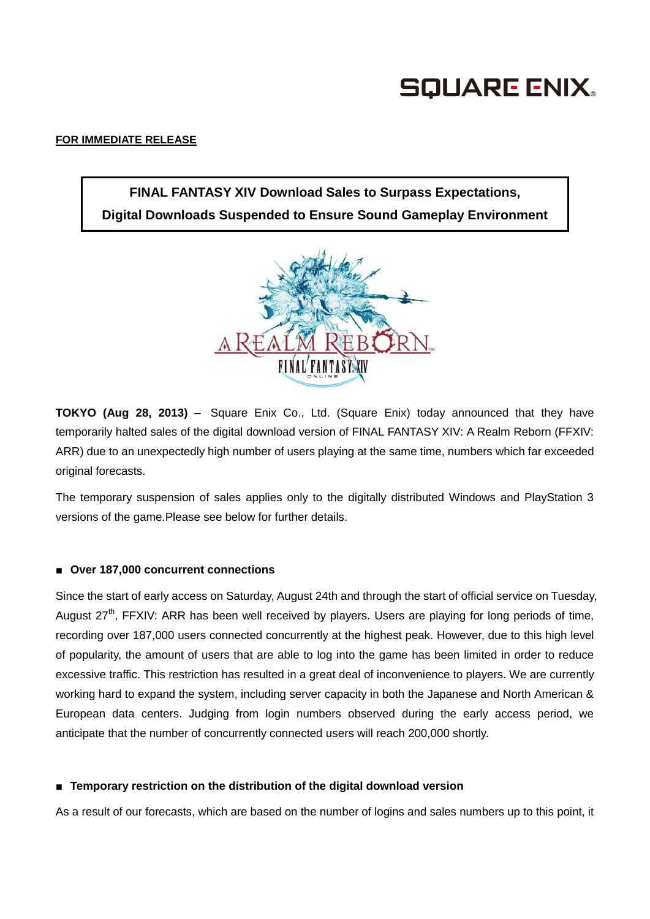SQUARE ENIX

**FOR IMMEDIATE RELEASE**

# FINAL FANTASY XIV Download Sales to Surpass Expectations, Digital Downloads Suspended to Ensure Sound Gameplay Environment

**TOKYO (Aug 28, 2013) –** Square Enix Co., Ltd. (Square Enix) today announced that they have temporarily halted sales of the digital download version of FINAL FANTASY XIV: A Realm Reborn (FFXIV: ARR) due to an unexpectedly high number of users playing at the same time, numbers which far exceeded original forecasts.

The temporary suspension of sales applies only to the digitally distributed Windows and PlayStation 3 versions of the game.Please see below for further details.

## ■ Over 187,000 concurrent connections

Since the start of early access on Saturday, August 24th and through the start of official service on Tuesday, August 27th, FFXIV: ARR has been well received by players. Users are playing for long periods of time, recording over 187,000 users connected concurrently at the highest peak. However, due to this high level of popularity, the amount of users that are able to log into the game has been limited in order to reduce excessive traffic. This restriction has resulted in a great deal of inconvenience to players. We are currently working hard to expand the system, including server capacity in both the Japanese and North American & European data centers. Judging from login numbers observed during the early access period, we anticipate that the number of concurrently connected users will reach 200,000 shortly.

## ■ Temporary restriction on the distribution of the digital download version

As a result of our forecasts, which are based on the number of logins and sales numbers up to this point, it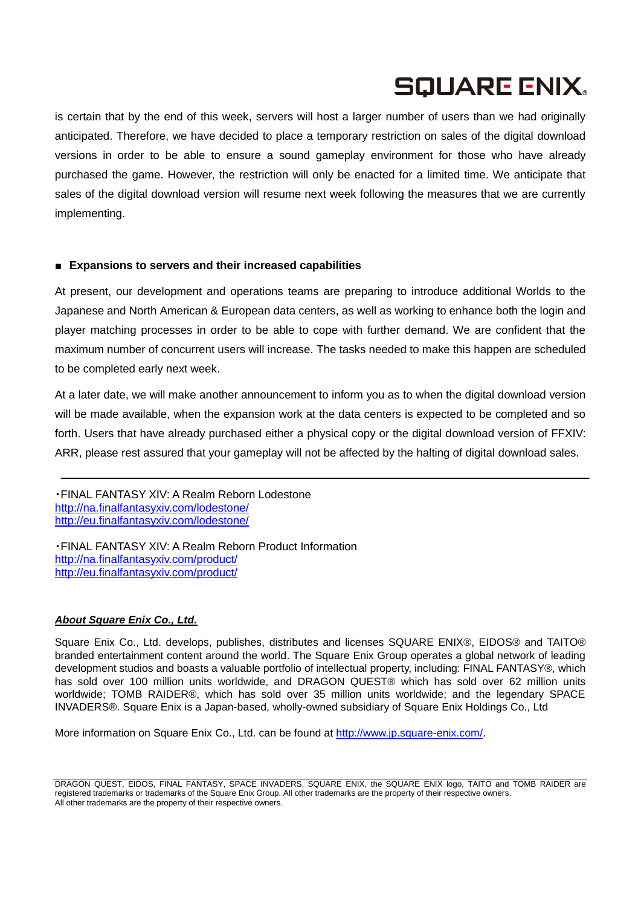is certain that by the end of this week, servers will host a larger number of users than we had originally anticipated. Therefore, we have decided to place a temporary restriction on sales of the digital download versions in order to be able to ensure a sound gameplay environment for those who have already purchased the game. However, the restriction will only be enacted for a limited time. We anticipate that sales of the digital download version will resume next week following the measures that we are currently implementing.

## ■ Expansions to servers and their increased capabilities

At present, our development and operations teams are preparing to introduce additional Worlds to the Japanese and North American & European data centers, as well as working to enhance both the login and player matching processes in order to be able to cope with further demand. We are confident that the maximum number of concurrent users will increase. The tasks needed to make this happen are scheduled to be completed early next week.

At a later date, we will make another announcement to inform you as to when the digital download version will be made available, when the expansion work at the data centers is expected to be completed and so forth. Users that have already purchased either a physical copy or the digital download version of FFXIV: ARR, please rest assured that your gameplay will not be affected by the halting of digital download sales.

---

・FINAL FANTASY XIV: A Realm Reborn Lodestone
http://na.finalfantasyxiv.com/lodestone/
http://eu.finalfantasyxiv.com/lodestone/

・FINAL FANTASY XIV: A Realm Reborn Product Information
http://na.finalfantasyxiv.com/product/
http://eu.finalfantasyxiv.com/product/

***About Square Enix Co., Ltd.***

Square Enix Co., Ltd. develops, publishes, distributes and licenses SQUARE ENIX®, EIDOS® and TAITO® branded entertainment content around the world. The Square Enix Group operates a global network of leading development studios and boasts a valuable portfolio of intellectual property, including: FINAL FANTASY®, which has sold over 100 million units worldwide, and DRAGON QUEST® which has sold over 62 million units worldwide; TOMB RAIDER®, which has sold over 35 million units worldwide; and the legendary SPACE INVADERS®. Square Enix is a Japan-based, wholly-owned subsidiary of Square Enix Holdings Co., Ltd

More information on Square Enix Co., Ltd. can be found at http://www.jp.square-enix.com/.

DRAGON QUEST, EIDOS, FINAL FANTASY, SPACE INVADERS, SQUARE ENIX, the SQUARE ENIX logo, TAITO and TOMB RAIDER are registered trademarks or trademarks of the Square Enix Group. All other trademarks are the property of their respective owners.
All other trademarks are the property of their respective owners.